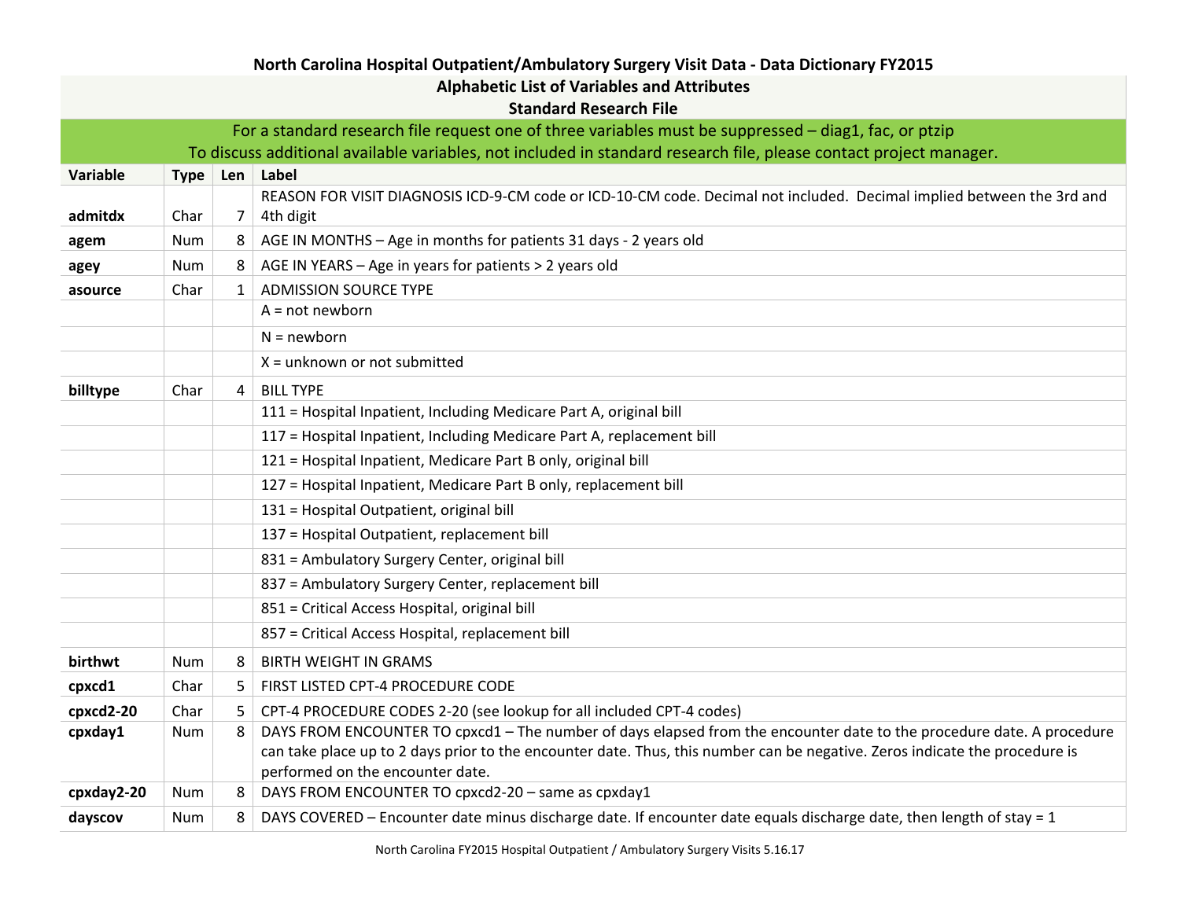## North Carolina Hospital Outpatient/Ambulatory Surgery Visit Data - Data Dictionary FY2015

### Alphabetic List of Variables and Attributes

### Standard Research File

For a standard research file request one of three variables must be suppressed – diag1, fac, or ptzip

To discuss additional available variables, not included in standard research file, please contact project manager.

| Variable | Type | Len | Label |
|---|---|---|---|
| **admitdx** | Char | 7 | REASON FOR VISIT DIAGNOSIS ICD-9-CM code or ICD-10-CM code. Decimal not included. Decimal implied between the 3rd and 4th digit |
| **agem** | Num | 8 | AGE IN MONTHS – Age in months for patients 31 days - 2 years old |
| **agey** | Num | 8 | AGE IN YEARS – Age in years for patients > 2 years old |
| **asource** | Char | 1 | ADMISSION SOURCE TYPE |
| | | | A = not newborn |
| | | | N = newborn |
| | | | X = unknown or not submitted |
| **billtype** | Char | 4 | BILL TYPE |
| | | | 111 = Hospital Inpatient, Including Medicare Part A, original bill |
| | | | 117 = Hospital Inpatient, Including Medicare Part A, replacement bill |
| | | | 121 = Hospital Inpatient, Medicare Part B only, original bill |
| | | | 127 = Hospital Inpatient, Medicare Part B only, replacement bill |
| | | | 131 = Hospital Outpatient, original bill |
| | | | 137 = Hospital Outpatient, replacement bill |
| | | | 831 = Ambulatory Surgery Center, original bill |
| | | | 837 = Ambulatory Surgery Center, replacement bill |
| | | | 851 = Critical Access Hospital, original bill |
| | | | 857 = Critical Access Hospital, replacement bill |
| **birthwt** | Num | 8 | BIRTH WEIGHT IN GRAMS |
| **cpxcd1** | Char | 5 | FIRST LISTED CPT-4 PROCEDURE CODE |
| **cpxcd2-20** | Char | 5 | CPT-4 PROCEDURE CODES 2-20 (see lookup for all included CPT-4 codes) |
| **cpxday1** | Num | 8 | DAYS FROM ENCOUNTER TO cpxcd1 – The number of days elapsed from the encounter date to the procedure date. A procedure can take place up to 2 days prior to the encounter date. Thus, this number can be negative. Zeros indicate the procedure is performed on the encounter date. |
| **cpxday2-20** | Num | 8 | DAYS FROM ENCOUNTER TO cpxcd2-20 – same as cpxday1 |
| **dayscov** | Num | 8 | DAYS COVERED – Encounter date minus discharge date. If encounter date equals discharge date, then length of stay = 1 |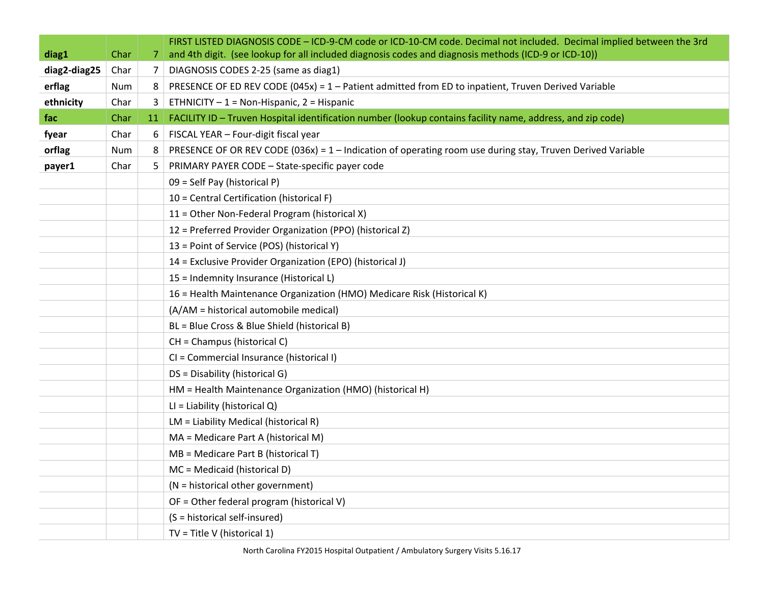| | | | |
|---|---|---|---|
| **diag1** | Char | 7 | FIRST LISTED DIAGNOSIS CODE – ICD-9-CM code or ICD-10-CM code. Decimal not included. Decimal implied between the 3rd and 4th digit. (see lookup for all included diagnosis codes and diagnosis methods (ICD-9 or ICD-10)) |
| **diag2-diag25** | Char | 7 | DIAGNOSIS CODES 2-25 (same as diag1) |
| **erflag** | Num | 8 | PRESENCE OF ED REV CODE (045x) = 1 – Patient admitted from ED to inpatient, Truven Derived Variable |
| **ethnicity** | Char | 3 | ETHNICITY – 1 = Non-Hispanic, 2 = Hispanic |
| **fac** | Char | 11 | FACILITY ID – Truven Hospital identification number (lookup contains facility name, address, and zip code) |
| **fyear** | Char | 6 | FISCAL YEAR – Four-digit fiscal year |
| **orflag** | Num | 8 | PRESENCE OF OR REV CODE (036x) = 1 – Indication of operating room use during stay, Truven Derived Variable |
| **payer1** | Char | 5 | PRIMARY PAYER CODE – State-specific payer code |
| | | | 09 = Self Pay (historical P) |
| | | | 10 = Central Certification (historical F) |
| | | | 11 = Other Non-Federal Program (historical X) |
| | | | 12 = Preferred Provider Organization (PPO) (historical Z) |
| | | | 13 = Point of Service (POS) (historical Y) |
| | | | 14 = Exclusive Provider Organization (EPO) (historical J) |
| | | | 15 = Indemnity Insurance (Historical L) |
| | | | 16 = Health Maintenance Organization (HMO) Medicare Risk (Historical K) |
| | | | (A/AM = historical automobile medical) |
| | | | BL = Blue Cross & Blue Shield (historical B) |
| | | | CH = Champus (historical C) |
| | | | CI = Commercial Insurance (historical I) |
| | | | DS = Disability (historical G) |
| | | | HM = Health Maintenance Organization (HMO) (historical H) |
| | | | LI = Liability (historical Q) |
| | | | LM = Liability Medical (historical R) |
| | | | MA = Medicare Part A (historical M) |
| | | | MB = Medicare Part B (historical T) |
| | | | MC = Medicaid (historical D) |
| | | | (N = historical other government) |
| | | | OF = Other federal program (historical V) |
| | | | (S = historical self-insured) |
| | | | TV = Title V (historical 1) |

North Carolina FY2015 Hospital Outpatient / Ambulatory Surgery Visits 5.16.17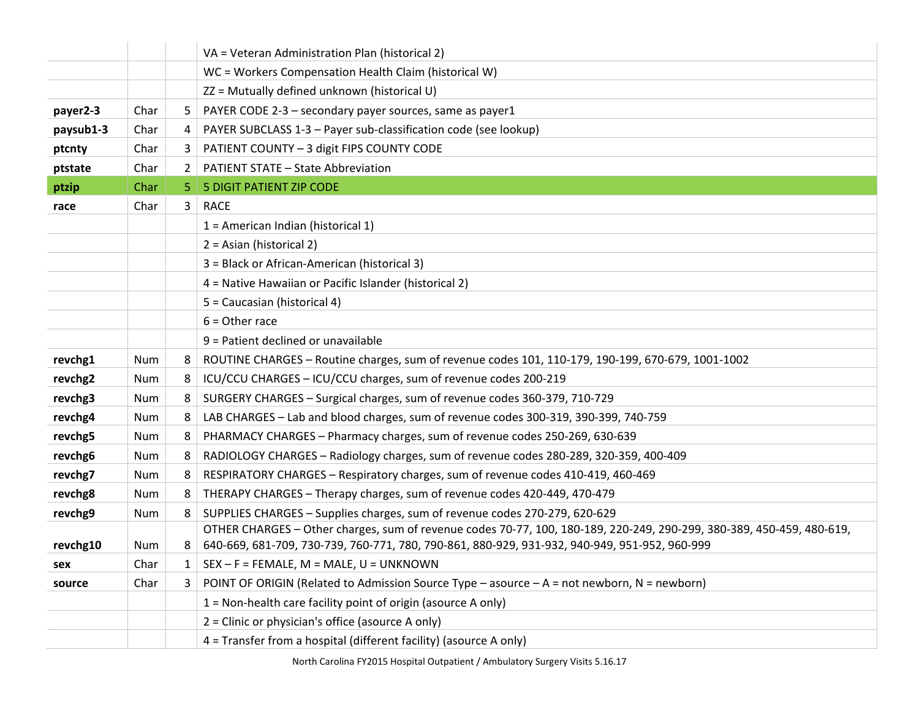| | | | |
|---|---|---|---|
| | | | VA = Veteran Administration Plan (historical 2) |
| | | | WC = Workers Compensation Health Claim (historical W) |
| | | | ZZ = Mutually defined unknown (historical U) |
| **payer2-3** | Char | 5 | PAYER CODE 2-3 – secondary payer sources, same as payer1 |
| **paysub1-3** | Char | 4 | PAYER SUBCLASS 1-3 – Payer sub-classification code (see lookup) |
| **ptcnty** | Char | 3 | PATIENT COUNTY – 3 digit FIPS COUNTY CODE |
| **ptstate** | Char | 2 | PATIENT STATE – State Abbreviation |
| **ptzip** | Char | 5 | 5 DIGIT PATIENT ZIP CODE |
| **race** | Char | 3 | RACE |
| | | | 1 = American Indian (historical 1) |
| | | | 2 = Asian (historical 2) |
| | | | 3 = Black or African-American (historical 3) |
| | | | 4 = Native Hawaiian or Pacific Islander (historical 2) |
| | | | 5 = Caucasian (historical 4) |
| | | | 6 = Other race |
| | | | 9 = Patient declined or unavailable |
| **revchg1** | Num | 8 | ROUTINE CHARGES – Routine charges, sum of revenue codes 101, 110-179, 190-199, 670-679, 1001-1002 |
| **revchg2** | Num | 8 | ICU/CCU CHARGES – ICU/CCU charges, sum of revenue codes 200-219 |
| **revchg3** | Num | 8 | SURGERY CHARGES – Surgical charges, sum of revenue codes 360-379, 710-729 |
| **revchg4** | Num | 8 | LAB CHARGES – Lab and blood charges, sum of revenue codes 300-319, 390-399, 740-759 |
| **revchg5** | Num | 8 | PHARMACY CHARGES – Pharmacy charges, sum of revenue codes 250-269, 630-639 |
| **revchg6** | Num | 8 | RADIOLOGY CHARGES – Radiology charges, sum of revenue codes 280-289, 320-359, 400-409 |
| **revchg7** | Num | 8 | RESPIRATORY CHARGES – Respiratory charges, sum of revenue codes 410-419, 460-469 |
| **revchg8** | Num | 8 | THERAPY CHARGES – Therapy charges, sum of revenue codes 420-449, 470-479 |
| **revchg9** | Num | 8 | SUPPLIES CHARGES – Supplies charges, sum of revenue codes 270-279, 620-629 |
| **revchg10** | Num | 8 | OTHER CHARGES – Other charges, sum of revenue codes 70-77, 100, 180-189, 220-249, 290-299, 380-389, 450-459, 480-619, 640-669, 681-709, 730-739, 760-771, 780, 790-861, 880-929, 931-932, 940-949, 951-952, 960-999 |
| **sex** | Char | 1 | SEX – F = FEMALE, M = MALE, U = UNKNOWN |
| **source** | Char | 3 | POINT OF ORIGIN (Related to Admission Source Type – asource – A = not newborn, N = newborn) |
| | | | 1 = Non-health care facility point of origin (asource A only) |
| | | | 2 = Clinic or physician's office (asource A only) |
| | | | 4 = Transfer from a hospital (different facility) (asource A only) |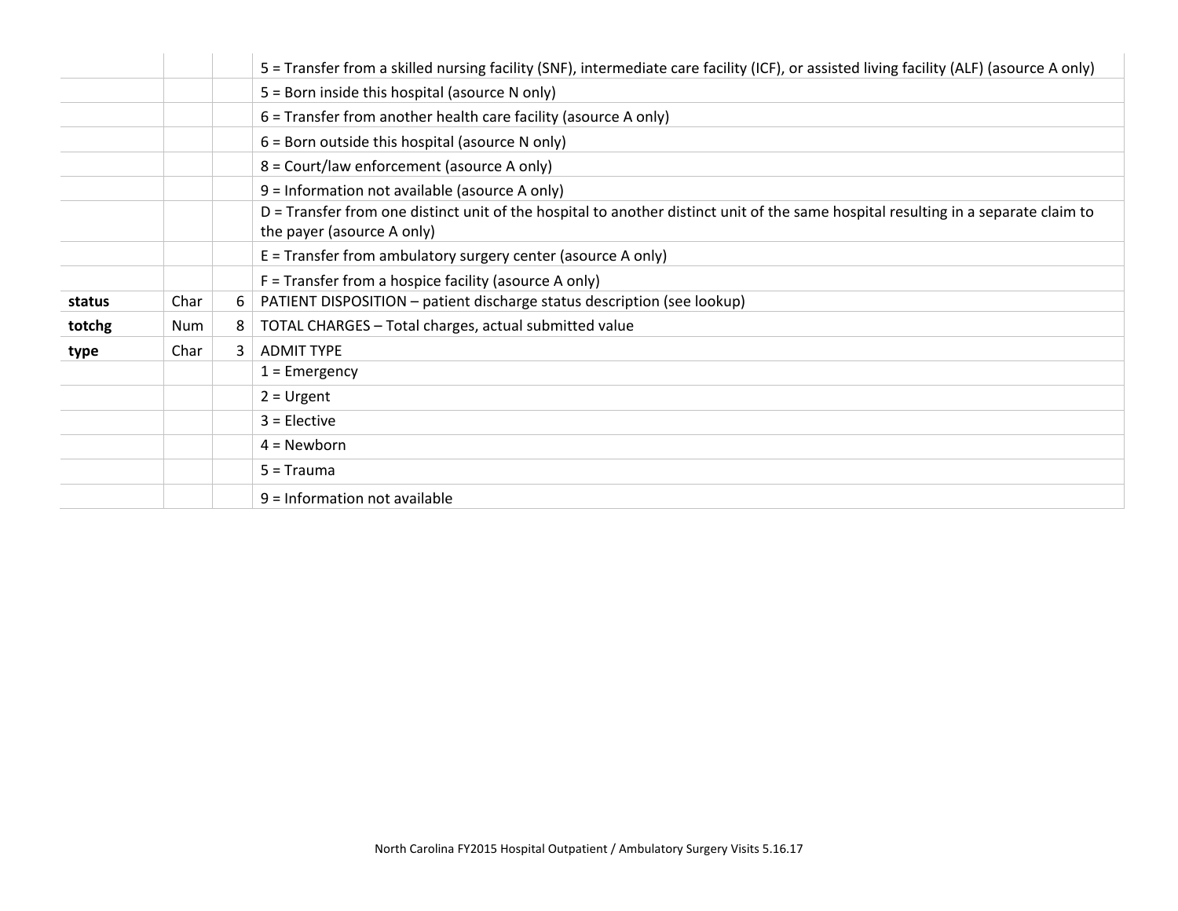| | | | |
|---|---|---|---|
| | | | 5 = Transfer from a skilled nursing facility (SNF), intermediate care facility (ICF), or assisted living facility (ALF) (asource A only) |
| | | | 5 = Born inside this hospital (asource N only) |
| | | | 6 = Transfer from another health care facility (asource A only) |
| | | | 6 = Born outside this hospital (asource N only) |
| | | | 8 = Court/law enforcement (asource A only) |
| | | | 9 = Information not available (asource A only) |
| | | | D = Transfer from one distinct unit of the hospital to another distinct unit of the same hospital resulting in a separate claim to the payer (asource A only) |
| | | | E = Transfer from ambulatory surgery center (asource A only) |
| | | | F = Transfer from a hospice facility (asource A only) |
| **status** | Char | 6 | PATIENT DISPOSITION – patient discharge status description (see lookup) |
| **totchg** | Num | 8 | TOTAL CHARGES – Total charges, actual submitted value |
| **type** | Char | 3 | ADMIT TYPE |
| | | | 1 = Emergency |
| | | | 2 = Urgent |
| | | | 3 = Elective |
| | | | 4 = Newborn |
| | | | 5 = Trauma |
| | | | 9 = Information not available |